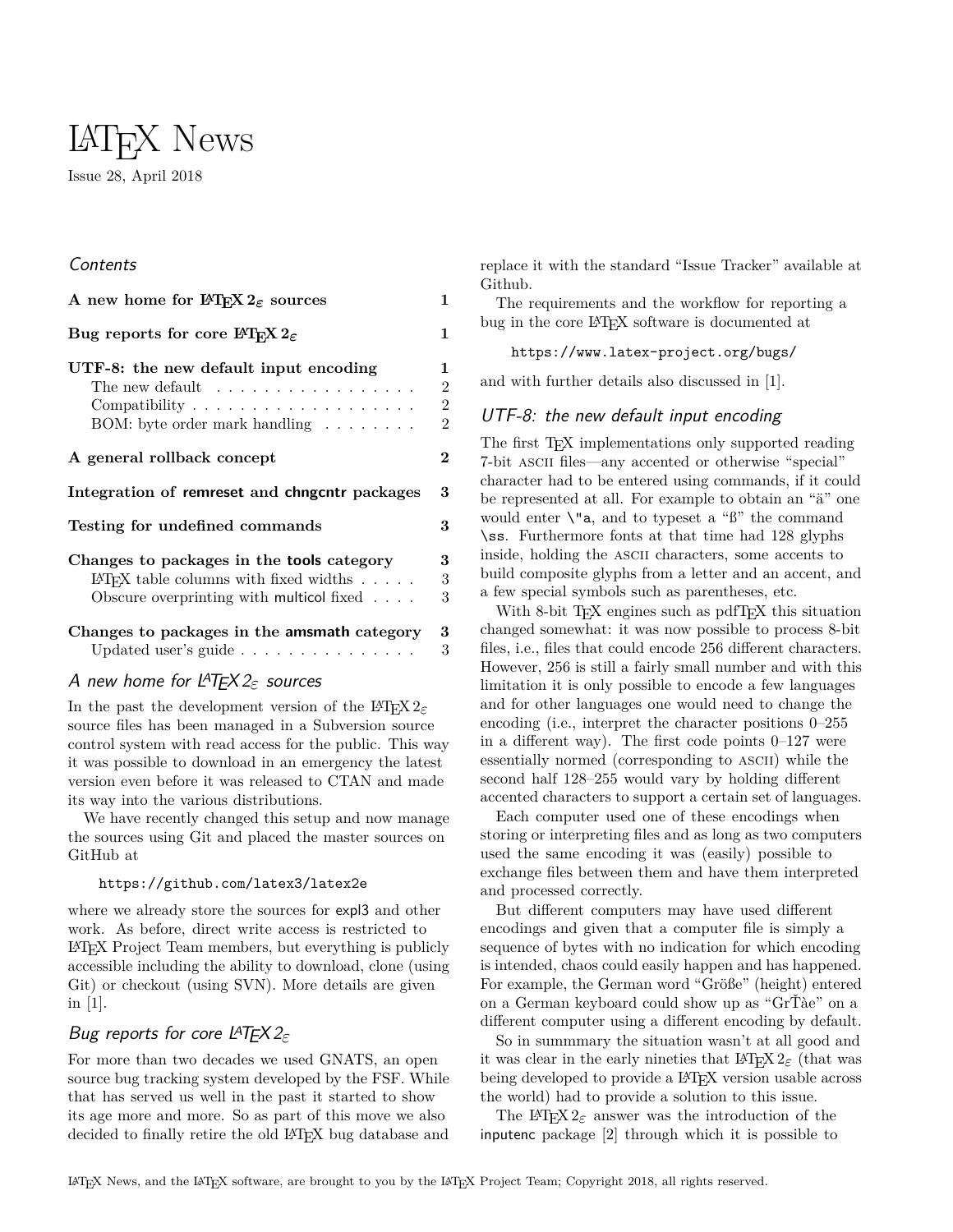# LaTeX News

Issue 28, April 2018

## Contents

| | |
|---|---|
| **A new home for LaTeX 2ε sources** | **1** |
| **Bug reports for core LaTeX 2ε** | **1** |
| **UTF-8: the new default input encoding** | **1** |
| The new default | 2 |
| Compatibility | 2 |
| BOM: byte order mark handling | 2 |
| **A general rollback concept** | **2** |
| **Integration of remreset and chngcntr packages** | **3** |
| **Testing for undefined commands** | **3** |
| **Changes to packages in the tools category** | **3** |
| LaTeX table columns with fixed widths | 3 |
| Obscure overprinting with multicol fixed | 3 |
| **Changes to packages in the amsmath category** | **3** |
| Updated user's guide | 3 |

## A new home for LaTeX 2ε sources

In the past the development version of the LaTeX 2ε source files has been managed in a Subversion source control system with read access for the public. This way it was possible to download in an emergency the latest version even before it was released to CTAN and made its way into the various distributions.

We have recently changed this setup and now manage the sources using Git and placed the master sources on GitHub at

```
https://github.com/latex3/latex2e
```

where we already store the sources for expl3 and other work. As before, direct write access is restricted to LaTeX Project Team members, but everything is publicly accessible including the ability to download, clone (using Git) or checkout (using SVN). More details are given in [1].

## Bug reports for core LaTeX 2ε

For more than two decades we used GNATS, an open source bug tracking system developed by the FSF. While that has served us well in the past it started to show its age more and more. So as part of this move we also decided to finally retire the old LaTeX bug database and replace it with the standard "Issue Tracker" available at Github.

The requirements and the workflow for reporting a bug in the core LaTeX software is documented at

```
https://www.latex-project.org/bugs/
```

and with further details also discussed in [1].

## UTF-8: the new default input encoding

The first TeX implementations only supported reading 7-bit ASCII files—any accented or otherwise "special" character had to be entered using commands, if it could be represented at all. For example to obtain an "ä" one would enter `\"a`, and to typeset a "ß" the command `\ss`. Furthermore fonts at that time had 128 glyphs inside, holding the ASCII characters, some accents to build composite glyphs from a letter and an accent, and a few special symbols such as parentheses, etc.

With 8-bit TeX engines such as pdfTeX this situation changed somewhat: it was now possible to process 8-bit files, i.e., files that could encode 256 different characters. However, 256 is still a fairly small number and with this limitation it is only possible to encode a few languages and for other languages one would need to change the encoding (i.e., interpret the character positions 0–255 in a different way). The first code points 0–127 were essentially normed (corresponding to ASCII) while the second half 128–255 would vary by holding different accented characters to support a certain set of languages.

Each computer used one of these encodings when storing or interpreting files and as long as two computers used the same encoding it was (easily) possible to exchange files between them and have them interpreted and processed correctly.

But different computers may have used different encodings and given that a computer file is simply a sequence of bytes with no indication for which encoding is intended, chaos could easily happen and has happened. For example, the German word "Größe" (height) entered on a German keyboard could show up as "GrŤàe" on a different computer using a different encoding by default.

So in summmary the situation wasn't at all good and it was clear in the early nineties that LaTeX 2ε (that was being developed to provide a LaTeX version usable across the world) had to provide a solution to this issue.

The LaTeX 2ε answer was the introduction of the inputenc package [2] through which it is possible to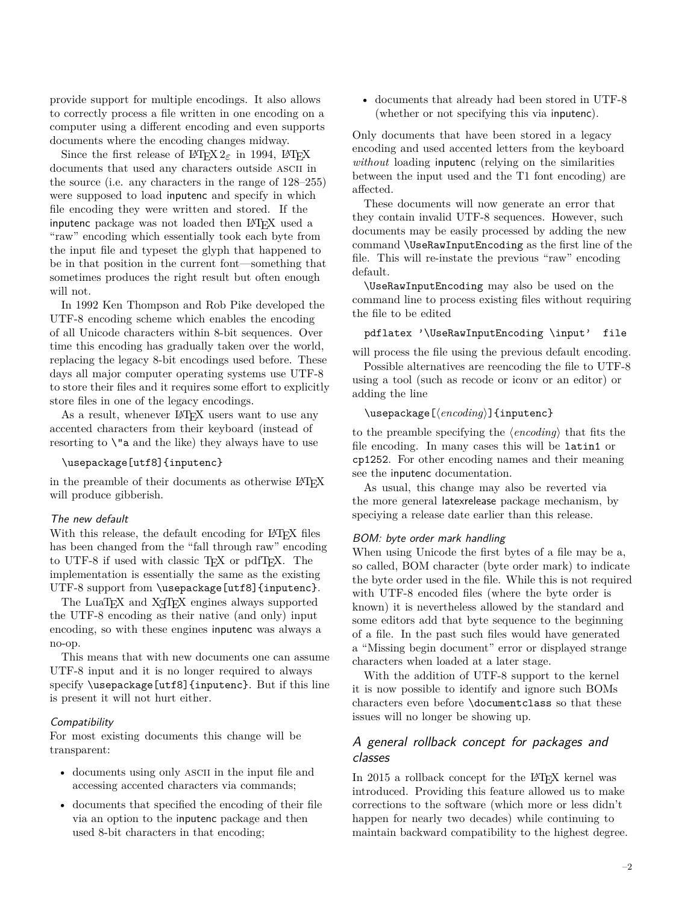provide support for multiple encodings. It also allows to correctly process a file written in one encoding on a computer using a different encoding and even supports documents where the encoding changes midway.

Since the first release of LaTeX 2ε in 1994, LaTeX documents that used any characters outside ASCII in the source (i.e. any characters in the range of 128–255) were supposed to load inputenc and specify in which file encoding they were written and stored. If the inputenc package was not loaded then LaTeX used a "raw" encoding which essentially took each byte from the input file and typeset the glyph that happened to be in that position in the current font—something that sometimes produces the right result but often enough will not.

In 1992 Ken Thompson and Rob Pike developed the UTF-8 encoding scheme which enables the encoding of all Unicode characters within 8-bit sequences. Over time this encoding has gradually taken over the world, replacing the legacy 8-bit encodings used before. These days all major computer operating systems use UTF-8 to store their files and it requires some effort to explicitly store files in one of the legacy encodings.

As a result, whenever LaTeX users want to use any accented characters from their keyboard (instead of resorting to `\"a` and the like) they always have to use

```
\usepackage[utf8]{inputenc}
```

in the preamble of their documents as otherwise LaTeX will produce gibberish.

### *The new default*

With this release, the default encoding for LaTeX files has been changed from the "fall through raw" encoding to UTF-8 if used with classic TeX or pdfTeX. The implementation is essentially the same as the existing UTF-8 support from `\usepackage[utf8]{inputenc}`.

The LuaTeX and XeTeX engines always supported the UTF-8 encoding as their native (and only) input encoding, so with these engines inputenc was always a no-op.

This means that with new documents one can assume UTF-8 input and it is no longer required to always specify `\usepackage[utf8]{inputenc}`. But if this line is present it will not hurt either.

### *Compatibility*

For most existing documents this change will be transparent:

- documents using only ASCII in the input file and accessing accented characters via commands;
- documents that specified the encoding of their file via an option to the inputenc package and then used 8-bit characters in that encoding;
- documents that already had been stored in UTF-8 (whether or not specifying this via inputenc).

Only documents that have been stored in a legacy encoding and used accented letters from the keyboard *without* loading inputenc (relying on the similarities between the input used and the T1 font encoding) are affected.

These documents will now generate an error that they contain invalid UTF-8 sequences. However, such documents may be easily processed by adding the new command `\UseRawInputEncoding` as the first line of the file. This will re-instate the previous "raw" encoding default.

`\UseRawInputEncoding` may also be used on the command line to process existing files without requiring the file to be edited

```
pdflatex '\UseRawInputEncoding \input'  file
```

will process the file using the previous default encoding.

Possible alternatives are reencoding the file to UTF-8 using a tool (such as recode or iconv or an editor) or adding the line

```
\usepackage[⟨encoding⟩]{inputenc}
```

to the preamble specifying the ⟨*encoding*⟩ that fits the file encoding. In many cases this will be `latin1` or `cp1252`. For other encoding names and their meaning see the inputenc documentation.

As usual, this change may also be reverted via the more general latexrelease package mechanism, by speciying a release date earlier than this release.

### *BOM: byte order mark handling*

When using Unicode the first bytes of a file may be a, so called, BOM character (byte order mark) to indicate the byte order used in the file. While this is not required with UTF-8 encoded files (where the byte order is known) it is nevertheless allowed by the standard and some editors add that byte sequence to the beginning of a file. In the past such files would have generated a "Missing begin document" error or displayed strange characters when loaded at a later stage.

With the addition of UTF-8 support to the kernel it is now possible to identify and ignore such BOMs characters even before `\documentclass` so that these issues will no longer be showing up.

## *A general rollback concept for packages and classes*

In 2015 a rollback concept for the LaTeX kernel was introduced. Providing this feature allowed us to make corrections to the software (which more or less didn't happen for nearly two decades) while continuing to maintain backward compatibility to the highest degree.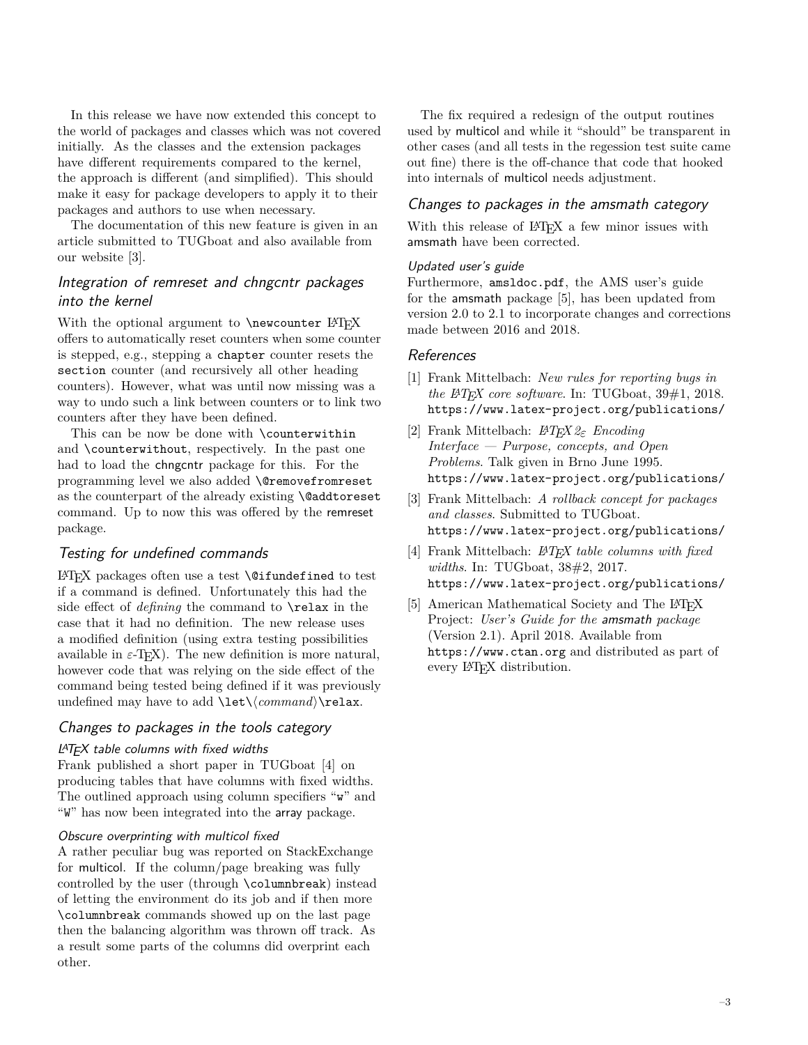In this release we have now extended this concept to the world of packages and classes which was not covered initially. As the classes and the extension packages have different requirements compared to the kernel, the approach is different (and simplified). This should make it easy for package developers to apply it to their packages and authors to use when necessary.

The documentation of this new feature is given in an article submitted to TUGboat and also available from our website [3].

## Integration of remreset and chngcntr packages into the kernel

With the optional argument to `\newcounter` LaTeX offers to automatically reset counters when some counter is stepped, e.g., stepping a `chapter` counter resets the `section` counter (and recursively all other heading counters). However, what was until now missing was a way to undo such a link between counters or to link two counters after they have been defined.

This can be now be done with `\counterwithin` and `\counterwithout`, respectively. In the past one had to load the chngcntr package for this. For the programming level we also added `\@removefromreset` as the counterpart of the already existing `\@addtoreset` command. Up to now this was offered by the remreset package.

## Testing for undefined commands

LaTeX packages often use a test `\@ifundefined` to test if a command is defined. Unfortunately this had the side effect of *defining* the command to `\relax` in the case that it had no definition. The new release uses a modified definition (using extra testing possibilities available in ε-TeX). The new definition is more natural, however code that was relying on the side effect of the command being tested being defined if it was previously undefined may have to add `\let\`⟨*command*⟩`\relax`.

## Changes to packages in the tools category

### LaTeX table columns with fixed widths

Frank published a short paper in TUGboat [4] on producing tables that have columns with fixed widths. The outlined approach using column specifiers "`w`" and "`W`" has now been integrated into the array package.

### Obscure overprinting with multicol fixed

A rather peculiar bug was reported on StackExchange for multicol. If the column/page breaking was fully controlled by the user (through `\columnbreak`) instead of letting the environment do its job and if then more `\columnbreak` commands showed up on the last page then the balancing algorithm was thrown off track. As a result some parts of the columns did overprint each other.

The fix required a redesign of the output routines used by multicol and while it "should" be transparent in other cases (and all tests in the regession test suite came out fine) there is the off-chance that code that hooked into internals of multicol needs adjustment.

## Changes to packages in the amsmath category

With this release of LaTeX a few minor issues with amsmath have been corrected.

### Updated user's guide

Furthermore, `amsldoc.pdf`, the AMS user's guide for the amsmath package [5], has been updated from version 2.0 to 2.1 to incorporate changes and corrections made between 2016 and 2018.

## References

[1] Frank Mittelbach: *New rules for reporting bugs in the LaTeX core software*. In: TUGboat, 39#1, 2018. `https://www.latex-project.org/publications/`

[2] Frank Mittelbach: *LaTeX 2ε Encoding Interface — Purpose, concepts, and Open Problems*. Talk given in Brno June 1995. `https://www.latex-project.org/publications/`

[3] Frank Mittelbach: *A rollback concept for packages and classes*. Submitted to TUGboat. `https://www.latex-project.org/publications/`

[4] Frank Mittelbach: *LaTeX table columns with fixed widths*. In: TUGboat, 38#2, 2017. `https://www.latex-project.org/publications/`

[5] American Mathematical Society and The LaTeX Project: *User's Guide for the amsmath package* (Version 2.1). April 2018. Available from `https://www.ctan.org` and distributed as part of every LaTeX distribution.